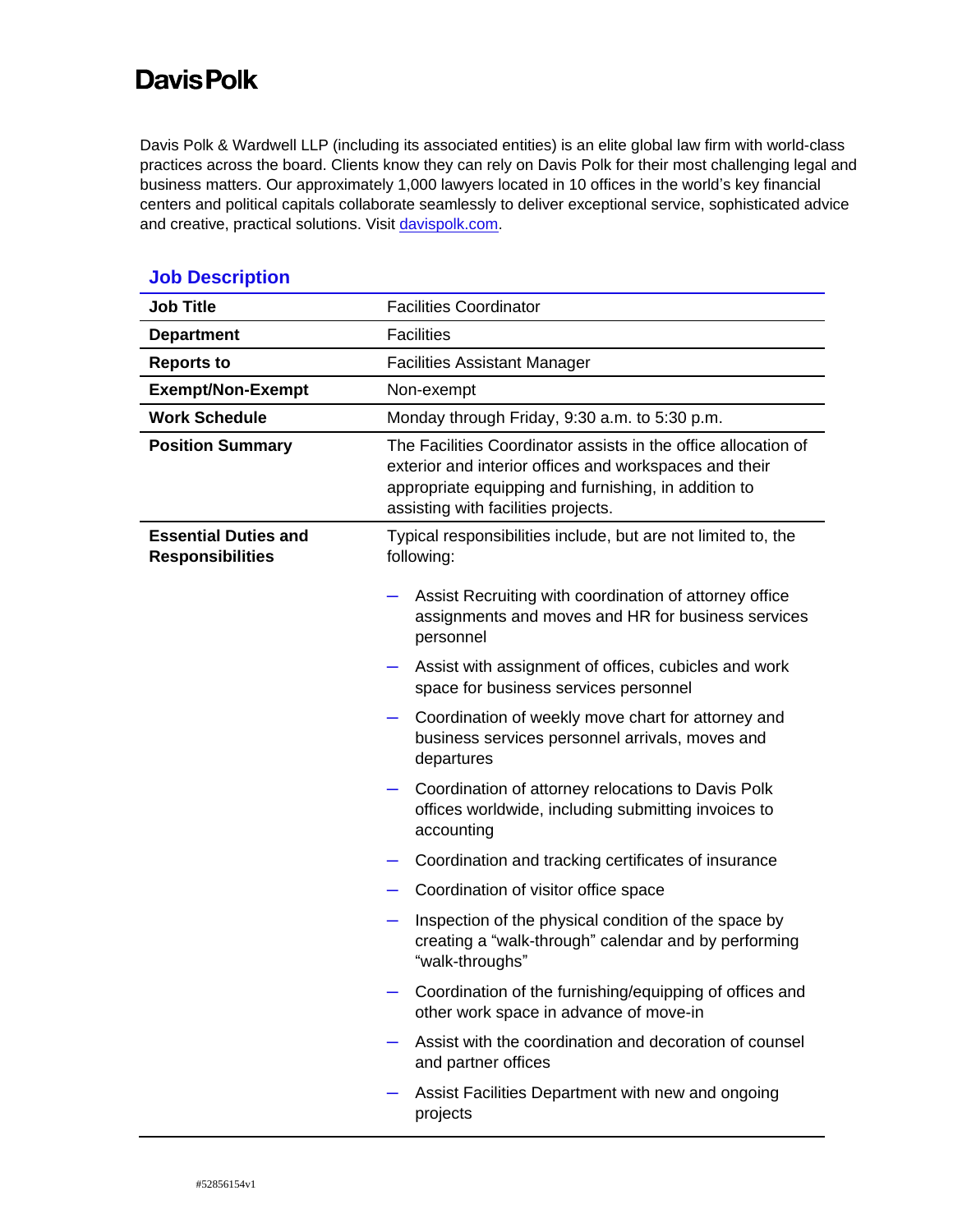# Davis Polk

Davis Polk & Wardwell LLP (including its associated entities) is an elite global law firm with world-class practices across the board. Clients know they can rely on Davis Polk for their most challenging legal and business matters. Our approximately 1,000 lawyers located in 10 offices in the world's key financial centers and political capitals collaborate seamlessly to deliver exceptional service, sophisticated advice and creative, practical solutions. Visit [davispolk.com](https://davispolk.com).

## Job Description

| | |
|---|---|
| **Job Title** | Facilities Coordinator |
| **Department** | Facilities |
| **Reports to** | Facilities Assistant Manager |
| **Exempt/Non-Exempt** | Non-exempt |
| **Work Schedule** | Monday through Friday, 9:30 a.m. to 5:30 p.m. |
| **Position Summary** | The Facilities Coordinator assists in the office allocation of exterior and interior offices and workspaces and their appropriate equipping and furnishing, in addition to assisting with facilities projects. |
| **Essential Duties and Responsibilities** | Typical responsibilities include, but are not limited to, the following:<br>– Assist Recruiting with coordination of attorney office assignments and moves and HR for business services personnel<br>– Assist with assignment of offices, cubicles and work space for business services personnel<br>– Coordination of weekly move chart for attorney and business services personnel arrivals, moves and departures<br>– Coordination of attorney relocations to Davis Polk offices worldwide, including submitting invoices to accounting<br>– Coordination and tracking certificates of insurance<br>– Coordination of visitor office space<br>– Inspection of the physical condition of the space by creating a "walk-through" calendar and by performing "walk-throughs"<br>– Coordination of the furnishing/equipping of offices and other work space in advance of move-in<br>– Assist with the coordination and decoration of counsel and partner offices<br>– Assist Facilities Department with new and ongoing projects |

#52856154v1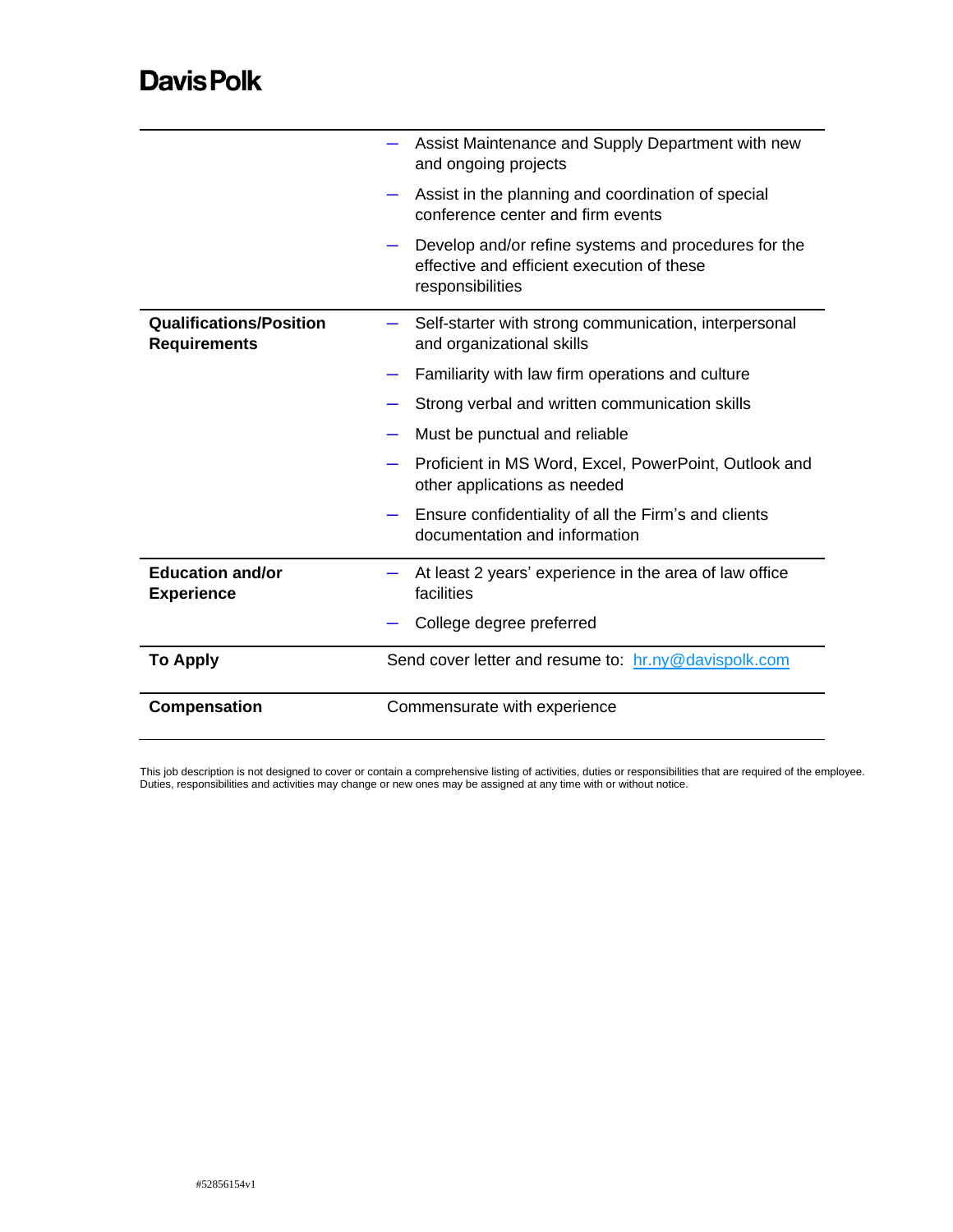| | |
|---|---|
| | – Assist Maintenance and Supply Department with new and ongoing projects<br>– Assist in the planning and coordination of special conference center and firm events<br>– Develop and/or refine systems and procedures for the effective and efficient execution of these responsibilities |
| **Qualifications/Position Requirements** | – Self-starter with strong communication, interpersonal and organizational skills<br>– Familiarity with law firm operations and culture<br>– Strong verbal and written communication skills<br>– Must be punctual and reliable<br>– Proficient in MS Word, Excel, PowerPoint, Outlook and other applications as needed<br>– Ensure confidentiality of all the Firm's and clients documentation and information |
| **Education and/or Experience** | – At least 2 years' experience in the area of law office facilities<br>– College degree preferred |
| **To Apply** | Send cover letter and resume to: hr.ny@davispolk.com |
| **Compensation** | Commensurate with experience |

This job description is not designed to cover or contain a comprehensive listing of activities, duties or responsibilities that are required of the employee. Duties, responsibilities and activities may change or new ones may be assigned at any time with or without notice.

#52856154v1